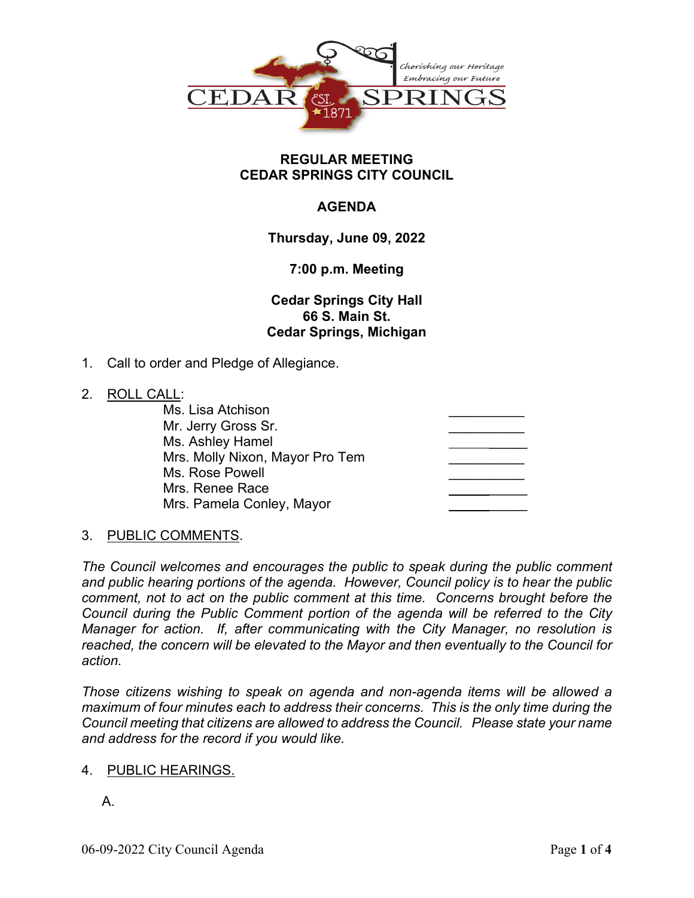CEDAR SPRINGS

Cherishing our Heritage
Embracing our Future

EST. 1871

## REGULAR MEETING
## CEDAR SPRINGS CITY COUNCIL

## AGENDA

**Thursday, June 09, 2022**

**7:00 p.m. Meeting**

**Cedar Springs City Hall**
**66 S. Main St.**
**Cedar Springs, Michigan**

1. Call to order and Pledge of Allegiance.

2. ROLL CALL:

| | |
|---|---|
| Ms. Lisa Atchison | __________ |
| Mr. Jerry Gross Sr. | __________ |
| Ms. Ashley Hamel | __________ |
| Mrs. Molly Nixon, Mayor Pro Tem | __________ |
| Ms. Rose Powell | __________ |
| Mrs. Renee Race | __________ |
| Mrs. Pamela Conley, Mayor | __________ |

3. PUBLIC COMMENTS.

*The Council welcomes and encourages the public to speak during the public comment and public hearing portions of the agenda. However, Council policy is to hear the public comment, not to act on the public comment at this time. Concerns brought before the Council during the Public Comment portion of the agenda will be referred to the City Manager for action. If, after communicating with the City Manager, no resolution is reached, the concern will be elevated to the Mayor and then eventually to the Council for action.*

*Those citizens wishing to speak on agenda and non-agenda items will be allowed a maximum of four minutes each to address their concerns. This is the only time during the Council meeting that citizens are allowed to address the Council. Please state your name and address for the record if you would like.*

4. PUBLIC HEARINGS.

   A.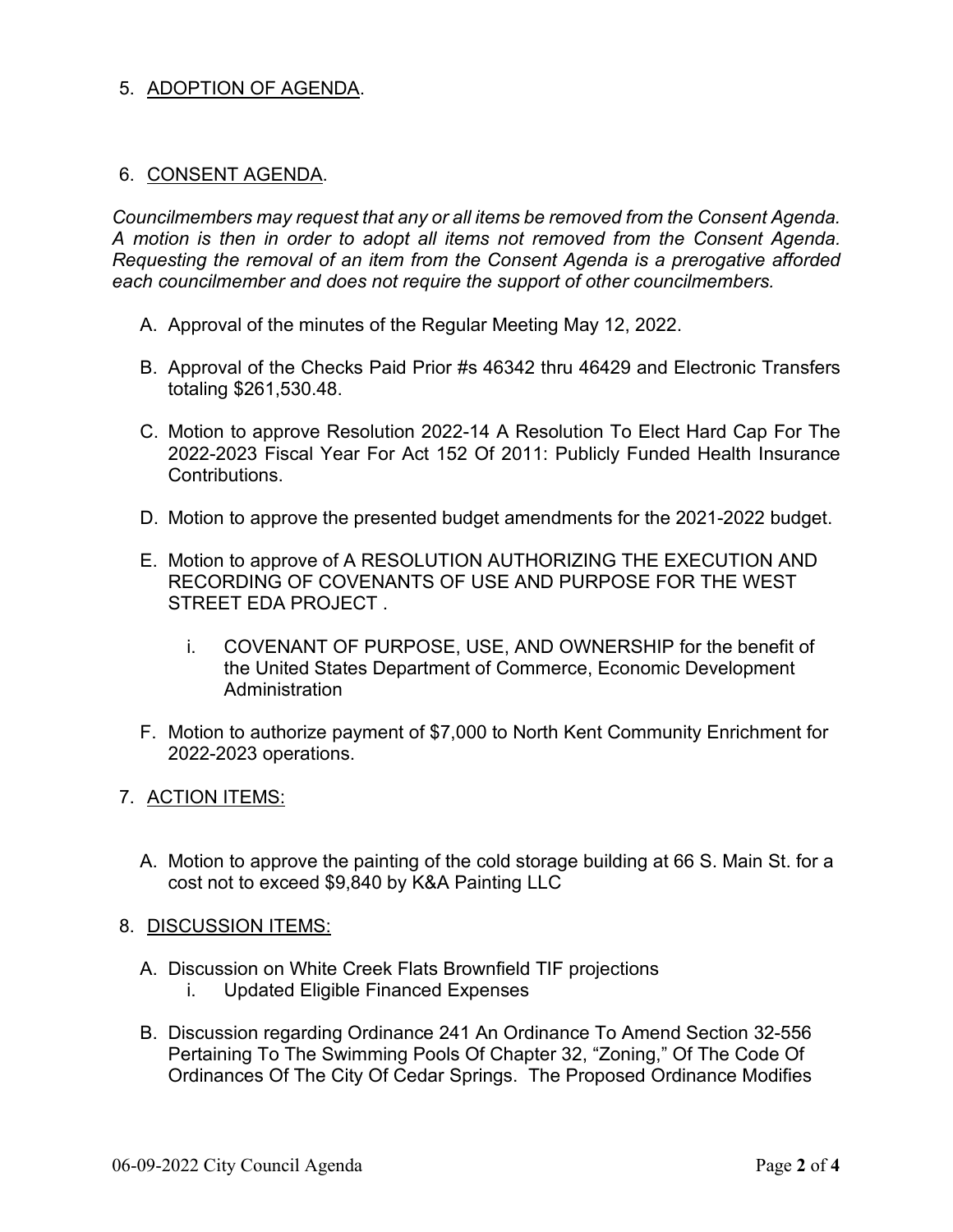5. ADOPTION OF AGENDA.

6. CONSENT AGENDA.

*Councilmembers may request that any or all items be removed from the Consent Agenda. A motion is then in order to adopt all items not removed from the Consent Agenda. Requesting the removal of an item from the Consent Agenda is a prerogative afforded each councilmember and does not require the support of other councilmembers.*

A. Approval of the minutes of the Regular Meeting May 12, 2022.

B. Approval of the Checks Paid Prior #s 46342 thru 46429 and Electronic Transfers totaling $261,530.48.

C. Motion to approve Resolution 2022-14 A Resolution To Elect Hard Cap For The 2022-2023 Fiscal Year For Act 152 Of 2011: Publicly Funded Health Insurance Contributions.

D. Motion to approve the presented budget amendments for the 2021-2022 budget.

E. Motion to approve of A RESOLUTION AUTHORIZING THE EXECUTION AND RECORDING OF COVENANTS OF USE AND PURPOSE FOR THE WEST STREET EDA PROJECT .

   i. COVENANT OF PURPOSE, USE, AND OWNERSHIP for the benefit of the United States Department of Commerce, Economic Development Administration

F. Motion to authorize payment of $7,000 to North Kent Community Enrichment for 2022-2023 operations.

7. ACTION ITEMS:

A. Motion to approve the painting of the cold storage building at 66 S. Main St. for a cost not to exceed $9,840 by K&A Painting LLC

8. DISCUSSION ITEMS:

A. Discussion on White Creek Flats Brownfield TIF projections
   i. Updated Eligible Financed Expenses

B. Discussion regarding Ordinance 241 An Ordinance To Amend Section 32-556 Pertaining To The Swimming Pools Of Chapter 32, "Zoning," Of The Code Of Ordinances Of The City Of Cedar Springs. The Proposed Ordinance Modifies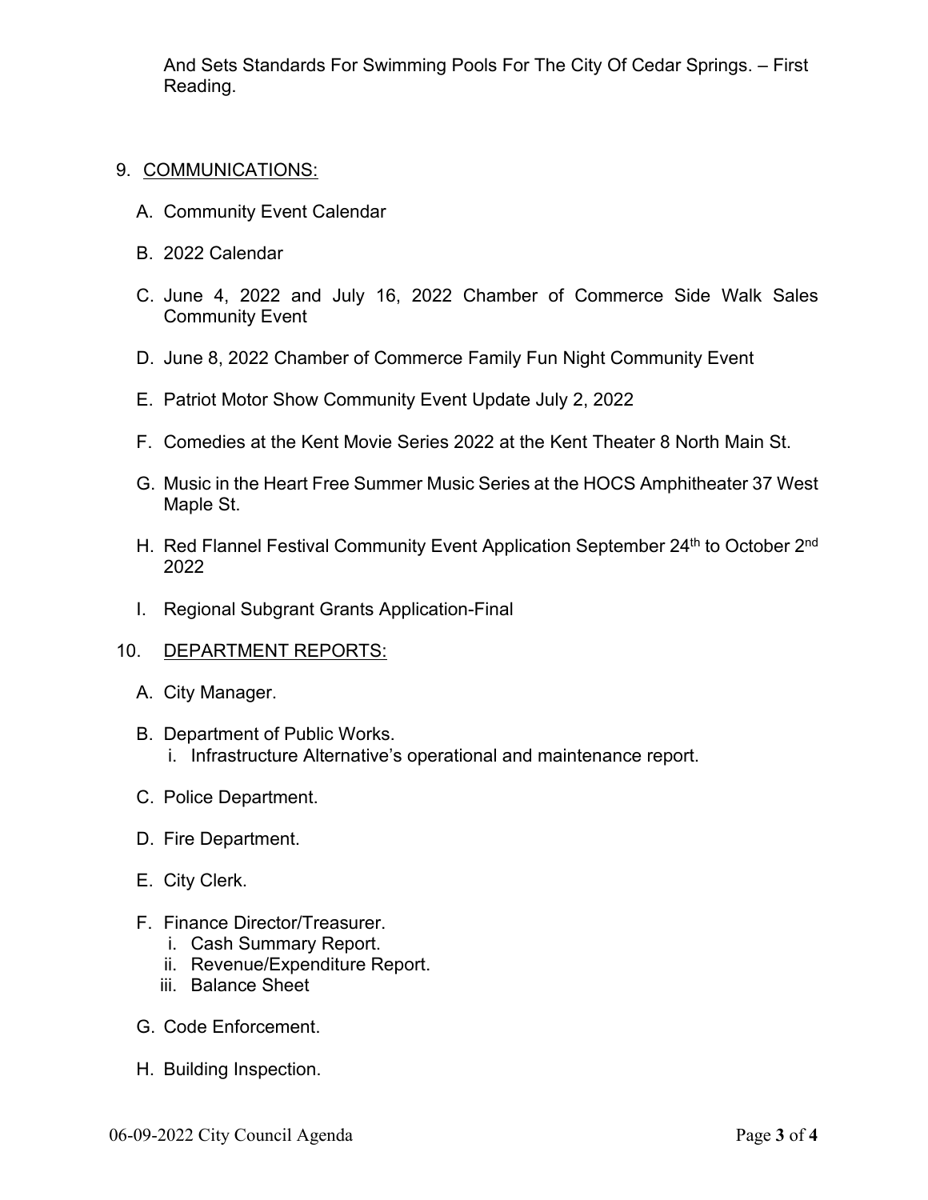And Sets Standards For Swimming Pools For The City Of Cedar Springs. – First Reading.

9. COMMUNICATIONS:

   A. Community Event Calendar

   B. 2022 Calendar

   C. June 4, 2022 and July 16, 2022 Chamber of Commerce Side Walk Sales Community Event

   D. June 8, 2022 Chamber of Commerce Family Fun Night Community Event

   E. Patriot Motor Show Community Event Update July 2, 2022

   F. Comedies at the Kent Movie Series 2022 at the Kent Theater 8 North Main St.

   G. Music in the Heart Free Summer Music Series at the HOCS Amphitheater 37 West Maple St.

   H. Red Flannel Festival Community Event Application September 24th to October 2nd 2022

   I. Regional Subgrant Grants Application-Final

10. DEPARTMENT REPORTS:

   A. City Manager.

   B. Department of Public Works.
      i. Infrastructure Alternative's operational and maintenance report.

   C. Police Department.

   D. Fire Department.

   E. City Clerk.

   F. Finance Director/Treasurer.
      i. Cash Summary Report.
      ii. Revenue/Expenditure Report.
      iii. Balance Sheet

   G. Code Enforcement.

   H. Building Inspection.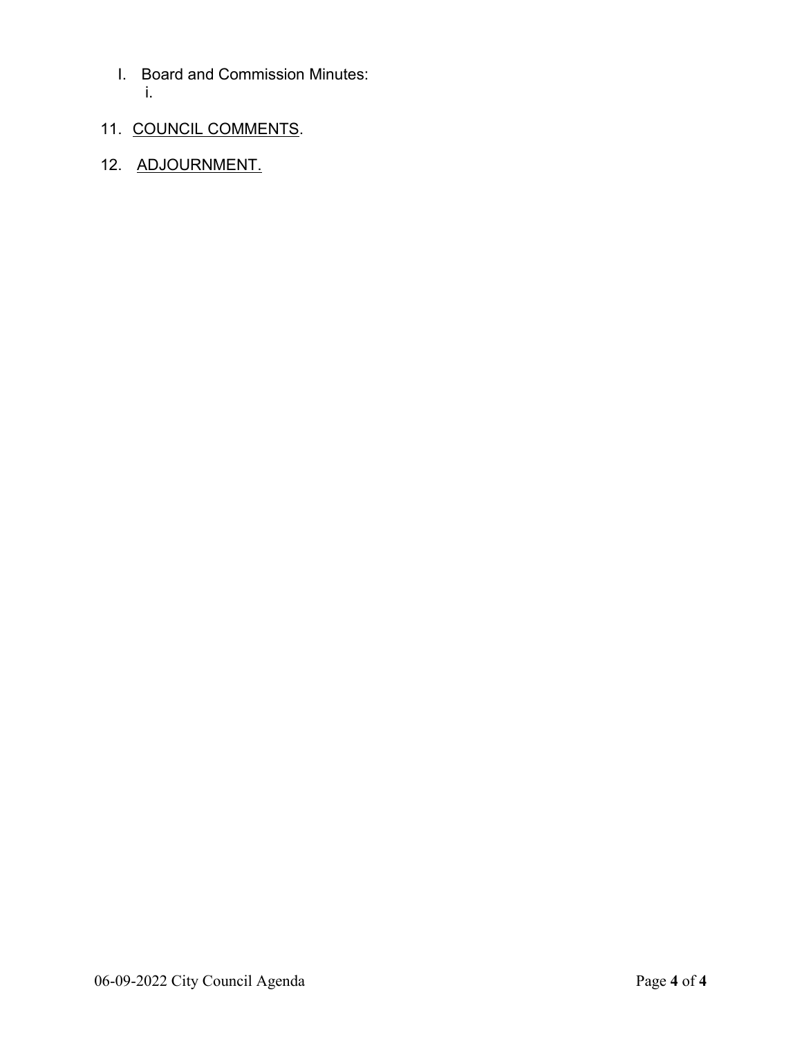l. Board and Commission Minutes:
   i.

11. <u>COUNCIL COMMENTS</u>.

12. <u>ADJOURNMENT.</u>